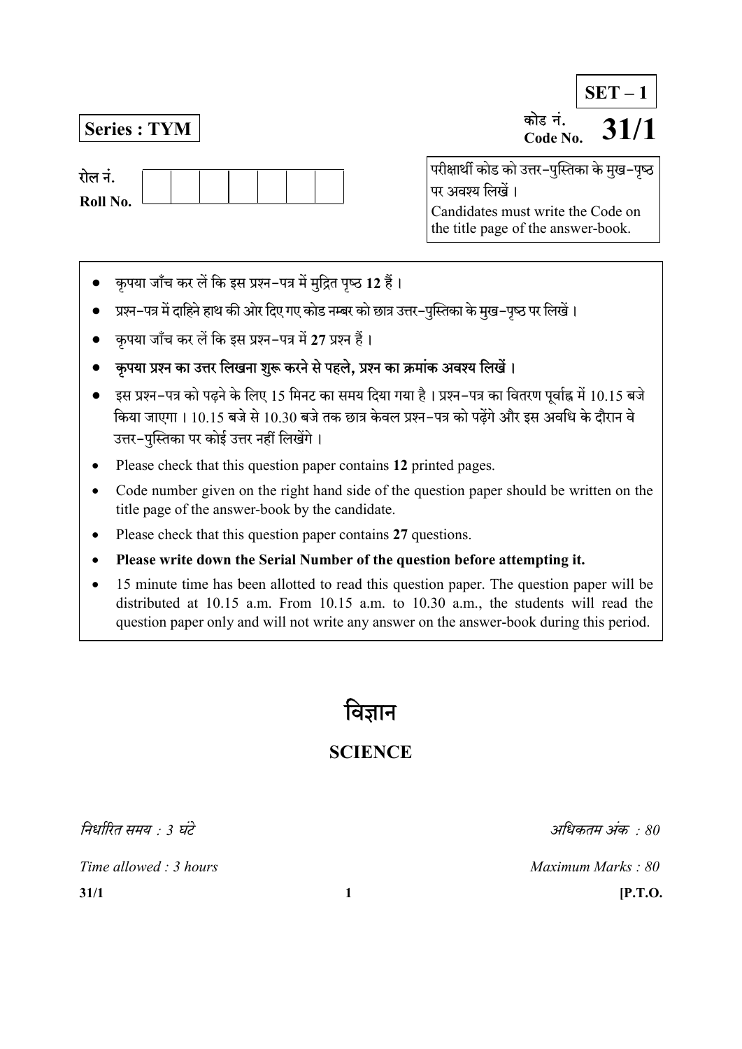**SET – 1**

**Series : TYM**

कोड नं.
Code No. **31/1**

रोल नं.
Roll No. | | | | | | | | |

परीक्षार्थी कोड को उत्तर-पुस्तिका के मुख-पृष्ठ पर अवश्य लिखें ।
Candidates must write the Code on the title page of the answer-book.

- कृपया जाँच कर लें कि इस प्रश्न-पत्र में मुद्रित पृष्ठ **12** हैं ।
- प्रश्न-पत्र में दाहिने हाथ की ओर दिए गए कोड नम्बर को छात्र उत्तर-पुस्तिका के मुख-पृष्ठ पर लिखें ।
- कृपया जाँच कर लें कि इस प्रश्न-पत्र में **27** प्रश्न हैं ।
- **कृपया प्रश्न का उत्तर लिखना शुरू करने से पहले, प्रश्न का क्रमांक अवश्य लिखें ।**
- इस प्रश्न-पत्र को पढ़ने के लिए 15 मिनट का समय दिया गया है । प्रश्न-पत्र का वितरण पूर्वाह्न में 10.15 बजे किया जाएगा । 10.15 बजे से 10.30 बजे तक छात्र केवल प्रश्न-पत्र को पढ़ेंगे और इस अवधि के दौरान वे उत्तर-पुस्तिका पर कोई उत्तर नहीं लिखेंगे ।
- Please check that this question paper contains **12** printed pages.
- Code number given on the right hand side of the question paper should be written on the title page of the answer-book by the candidate.
- Please check that this question paper contains **27** questions.
- **Please write down the Serial Number of the question before attempting it.**
- 15 minute time has been allotted to read this question paper. The question paper will be distributed at 10.15 a.m. From 10.15 a.m. to 10.30 a.m., the students will read the question paper only and will not write any answer on the answer-book during this period.

# विज्ञान

## SCIENCE

*निर्धारित समय : 3 घंटे* — *अधिकतम अंक : 80*

*Time allowed : 3 hours* — *Maximum Marks : 80*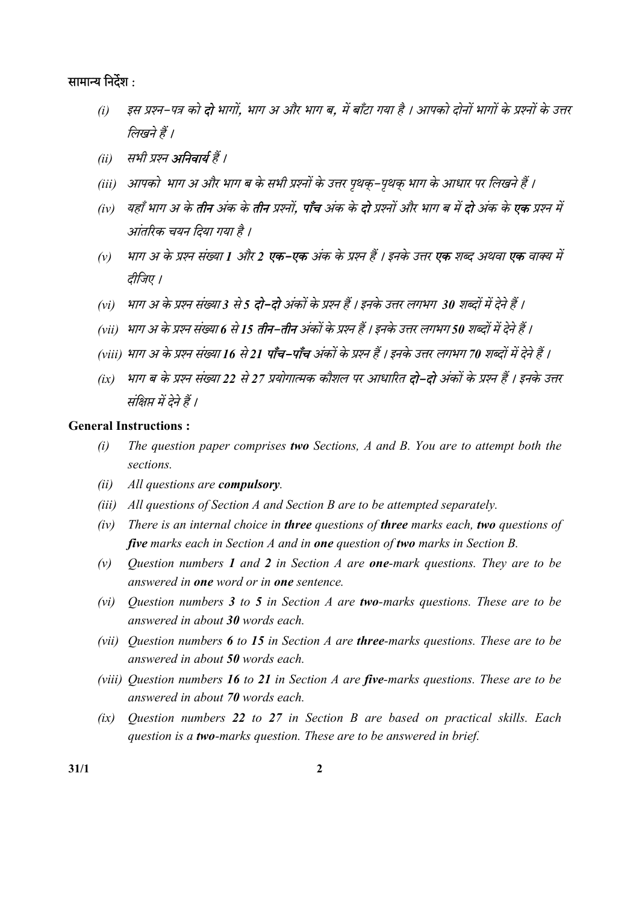सामान्य निर्देश :

*(i)* *इस प्रश्न-पत्र को **दो** भागों, भाग अ और भाग ब, में बाँटा गया है । आपको दोनों भागों के प्रश्नों के उत्तर लिखने हैं ।*

*(ii)* *सभी प्रश्न **अनिवार्य** हैं ।*

*(iii)* *आपको भाग अ और भाग ब के सभी प्रश्नों के उत्तर पृथक्-पृथक् भाग के आधार पर लिखने हैं ।*

*(iv)* *यहाँ भाग अ के **तीन** अंक के **तीन** प्रश्नों, **पाँच** अंक के **दो** प्रश्नों और भाग ब में **दो** अंक के **एक** प्रश्न में आंतरिक चयन दिया गया है ।*

*(v)* *भाग अ के प्रश्न संख्या **1** और **2** **एक-एक** अंक के प्रश्न हैं । इनके उत्तर **एक** शब्द अथवा **एक** वाक्य में दीजिए ।*

*(vi)* *भाग अ के प्रश्न संख्या **3** से **5** **दो-दो** अंकों के प्रश्न हैं । इनके उत्तर लगभग **30** शब्दों में देने हैं ।*

*(vii)* *भाग अ के प्रश्न संख्या **6** से **15** **तीन-तीन** अंकों के प्रश्न हैं । इनके उत्तर लगभग **50** शब्दों में देने हैं ।*

*(viii)* *भाग अ के प्रश्न संख्या **16** से **21** **पाँच-पाँच** अंकों के प्रश्न हैं । इनके उत्तर लगभग **70** शब्दों में देने हैं ।*

*(ix)* *भाग ब के प्रश्न संख्या **22** से **27** प्रयोगात्मक कौशल पर आधारित **दो-दो** अंकों के प्रश्न हैं । इनके उत्तर संक्षिप्त में देने हैं ।*

**General Instructions :**

*(i)* *The question paper comprises **two** Sections, A and B. You are to attempt both the sections.*

*(ii)* *All questions are **compulsory**.*

*(iii)* *All questions of Section A and Section B are to be attempted separately.*

*(iv)* *There is an internal choice in **three** questions of **three** marks each, **two** questions of **five** marks each in Section A and in **one** question of **two** marks in Section B.*

*(v)* *Question numbers **1** and **2** in Section A are **one**-mark questions. They are to be answered in **one** word or in **one** sentence.*

*(vi)* *Question numbers **3** to **5** in Section A are **two**-marks questions. These are to be answered in about **30** words each.*

*(vii)* *Question numbers **6** to **15** in Section A are **three**-marks questions. These are to be answered in about **50** words each.*

*(viii)* *Question numbers **16** to **21** in Section A are **five**-marks questions. These are to be answered in about **70** words each.*

*(ix)* *Question numbers **22** to **27** in Section B are based on practical skills. Each question is a **two**-marks question. These are to be answered in brief.*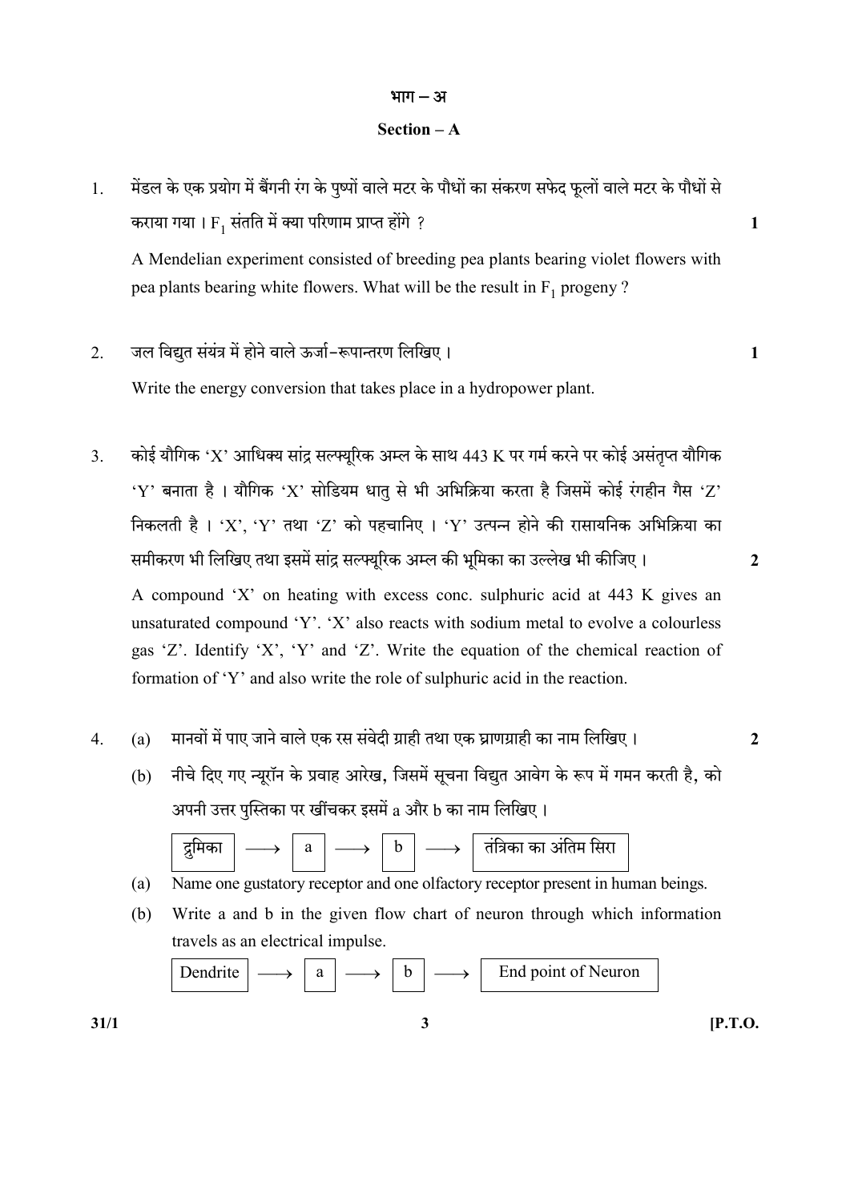## भाग – अ

## Section – A

1. मेंडल के एक प्रयोग में बैंगनी रंग के पुष्पों वाले मटर के पौधों का संकरण सफेद फूलों वाले मटर के पौधों से कराया गया । $F_1$ संतति में क्या परिणाम प्राप्त होंगे ? **1**

   A Mendelian experiment consisted of breeding pea plants bearing violet flowers with pea plants bearing white flowers. What will be the result in $F_1$ progeny ?

2. जल विद्युत संयंत्र में होने वाले ऊर्जा–रूपान्तरण लिखिए । **1**

   Write the energy conversion that takes place in a hydropower plant.

3. कोई यौगिक 'X' आधिक्य सांद्र सल्फ्यूरिक अम्ल के साथ 443 K पर गर्म करने पर कोई असंतृप्त यौगिक 'Y' बनाता है । यौगिक 'X' सोडियम धातु से भी अभिक्रिया करता है जिसमें कोई रंगहीन गैस 'Z' निकलती है । 'X', 'Y' तथा 'Z' को पहचानिए । 'Y' उत्पन्न होने की रासायनिक अभिक्रिया का समीकरण भी लिखिए तथा इसमें सांद्र सल्फ्यूरिक अम्ल की भूमिका का उल्लेख भी कीजिए । **2**

   A compound 'X' on heating with excess conc. sulphuric acid at 443 K gives an unsaturated compound 'Y'. 'X' also reacts with sodium metal to evolve a colourless gas 'Z'. Identify 'X', 'Y' and 'Z'. Write the equation of the chemical reaction of formation of 'Y' and also write the role of sulphuric acid in the reaction.

4. (a) मानवों में पाए जाने वाले एक रस संवेदी ग्राही तथा एक घ्राणग्राही का नाम लिखिए । **2**

   (b) नीचे दिए गए न्यूरॉन के प्रवाह आरेख, जिसमें सूचना विद्युत आवेग के रूप में गमन करती है, को अपनी उत्तर पुस्तिका पर खींचकर इसमें a और b का नाम लिखिए ।

   द्रुमिका → a → b → तंत्रिका का अंतिम सिरा

   (a) Name one gustatory receptor and one olfactory receptor present in human beings.

   (b) Write a and b in the given flow chart of neuron through which information travels as an electrical impulse.

   Dendrite → a → b → End point of Neuron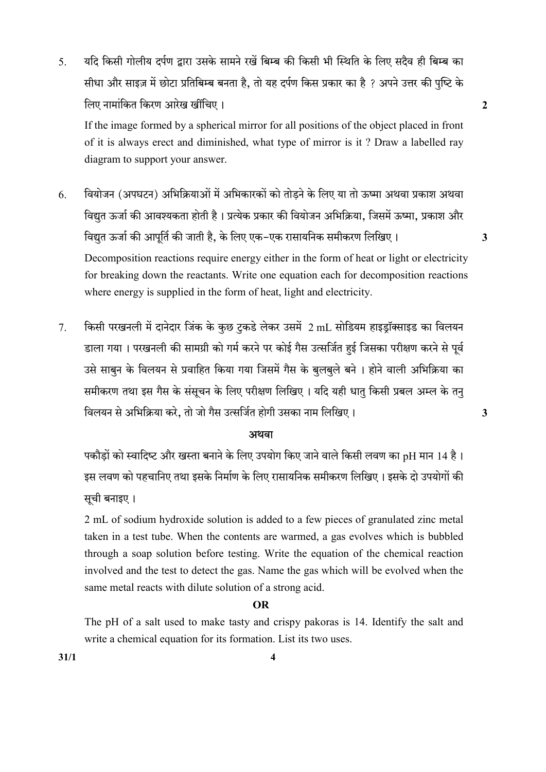5. यदि किसी गोलीय दर्पण द्वारा उसके सामने रखें बिम्ब की किसी भी स्थिति के लिए सदैव ही बिम्ब का सीधा और साइज़ में छोटा प्रतिबिम्ब बनता है, तो यह दर्पण किस प्रकार का है ? अपने उत्तर की पुष्टि के लिए नामांकित किरण आरेख खींचिए । **2**

   If the image formed by a spherical mirror for all positions of the object placed in front of it is always erect and diminished, what type of mirror is it ? Draw a labelled ray diagram to support your answer.

6. वियोजन (अपघटन) अभिक्रियाओं में अभिकारकों को तोड़ने के लिए या तो ऊष्मा अथवा प्रकाश अथवा विद्युत ऊर्जा की आवश्यकता होती है । प्रत्येक प्रकार की वियोजन अभिक्रिया, जिसमें ऊष्मा, प्रकाश और विद्युत ऊर्जा की आपूर्ति की जाती है, के लिए एक-एक रासायनिक समीकरण लिखिए । **3**

   Decomposition reactions require energy either in the form of heat or light or electricity for breaking down the reactants. Write one equation each for decomposition reactions where energy is supplied in the form of heat, light and electricity.

7. किसी परखनली में दानेदार जिंक के कुछ टुकडे लेकर उसमें 2 mL सोडियम हाइड्रॉक्साइड का विलयन डाला गया । परखनली की सामग्री को गर्म करने पर कोई गैस उत्सर्जित हुई जिसका परीक्षण करने से पूर्व उसे साबुन के विलयन से प्रवाहित किया गया जिसमें गैस के बुलबुले बने । होने वाली अभिक्रिया का समीकरण तथा इस गैस के संसूचन के लिए परीक्षण लिखिए । यदि यही धातु किसी प्रबल अम्ल के तनु विलयन से अभिक्रिया करे, तो जो गैस उत्सर्जित होगी उसका नाम लिखिए । **3**

   **अथवा**

   पकौड़ों को स्वादिष्ट और खस्ता बनाने के लिए उपयोग किए जाने वाले किसी लवण का pH मान 14 है । इस लवण को पहचानिए तथा इसके निर्माण के लिए रासायनिक समीकरण लिखिए । इसके दो उपयोगों की सूची बनाइए ।

   2 mL of sodium hydroxide solution is added to a few pieces of granulated zinc metal taken in a test tube. When the contents are warmed, a gas evolves which is bubbled through a soap solution before testing. Write the equation of the chemical reaction involved and the test to detect the gas. Name the gas which will be evolved when the same metal reacts with dilute solution of a strong acid.

   **OR**

   The pH of a salt used to make tasty and crispy pakoras is 14. Identify the salt and write a chemical equation for its formation. List its two uses.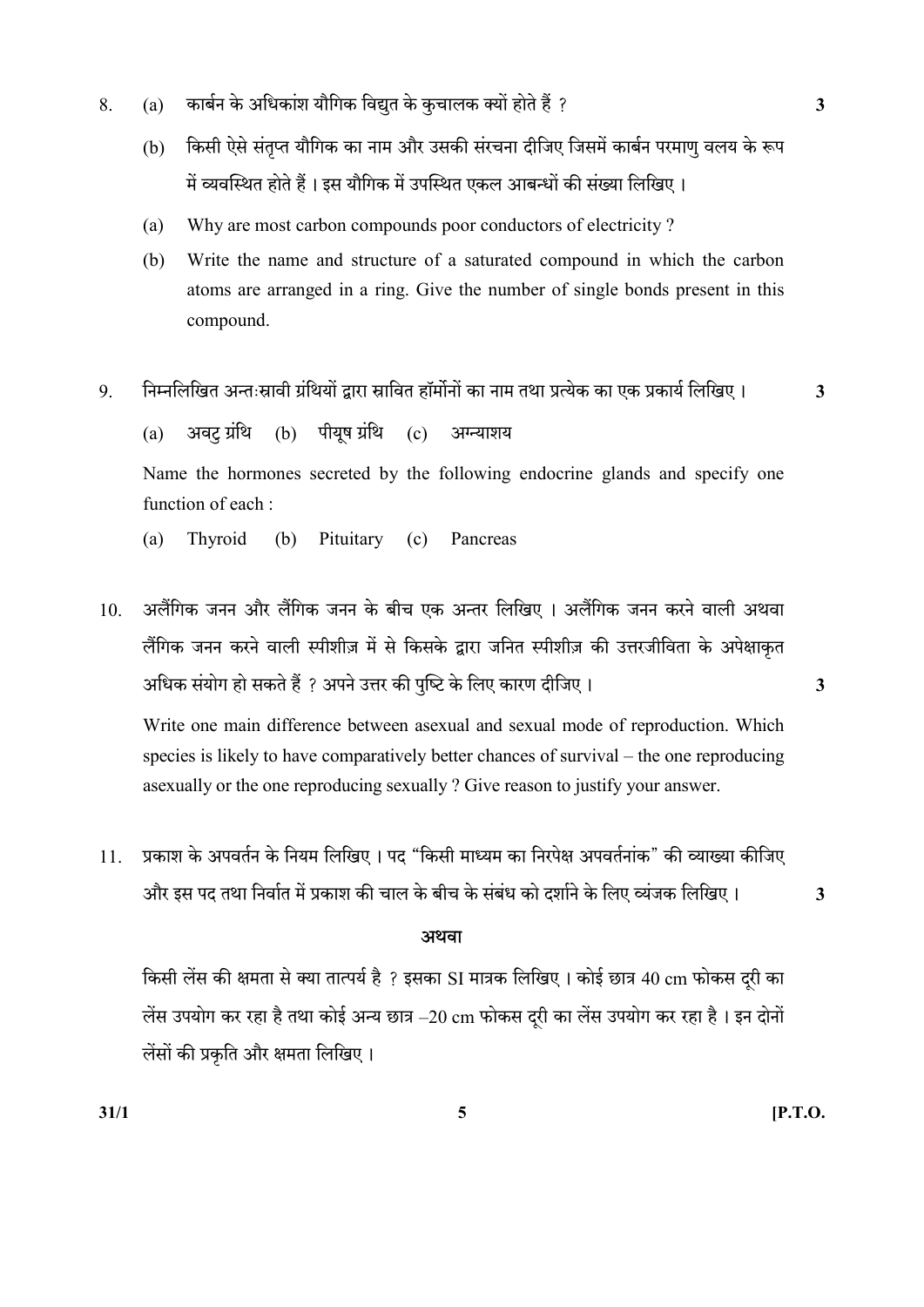8. (a) कार्बन के अधिकांश यौगिक विद्युत के कुचालक क्यों होते हैं ? **3**

   (b) किसी ऐसे संतृप्त यौगिक का नाम और उसकी संरचना दीजिए जिसमें कार्बन परमाणु वलय के रूप में व्यवस्थित होते हैं । इस यौगिक में उपस्थित एकल आबन्धों की संख्या लिखिए ।

   (a) Why are most carbon compounds poor conductors of electricity ?

   (b) Write the name and structure of a saturated compound in which the carbon atoms are arranged in a ring. Give the number of single bonds present in this compound.

9. निम्नलिखित अन्तःस्रावी ग्रंथियों द्वारा स्रावित हॉर्मोनों का नाम तथा प्रत्येक का एक प्रकार्य लिखिए । **3**

   (a) अवटु ग्रंथि (b) पीयूष ग्रंथि (c) अग्न्याशय

   Name the hormones secreted by the following endocrine glands and specify one function of each :

   (a) Thyroid (b) Pituitary (c) Pancreas

10. अलैंगिक जनन और लैंगिक जनन के बीच एक अन्तर लिखिए । अलैंगिक जनन करने वाली अथवा लैंगिक जनन करने वाली स्पीशीज़ में से किसके द्वारा जनित स्पीशीज़ की उत्तरजीविता के अपेक्षाकृत अधिक संयोग हो सकते हैं ? अपने उत्तर की पुष्टि के लिए कारण दीजिए । **3**

    Write one main difference between asexual and sexual mode of reproduction. Which species is likely to have comparatively better chances of survival – the one reproducing asexually or the one reproducing sexually ? Give reason to justify your answer.

11. प्रकाश के अपवर्तन के नियम लिखिए । पद "किसी माध्यम का निरपेक्ष अपवर्तनांक" की व्याख्या कीजिए और इस पद तथा निर्वात में प्रकाश की चाल के बीच के संबंध को दर्शाने के लिए व्यंजक लिखिए । **3**

    **अथवा**

    किसी लेंस की क्षमता से क्या तात्पर्य है ? इसका SI मात्रक लिखिए । कोई छात्र 40 cm फोकस दूरी का लेंस उपयोग कर रहा है तथा कोई अन्य छात्र –20 cm फोकस दूरी का लेंस उपयोग कर रहा है । इन दोनों लेंसों की प्रकृति और क्षमता लिखिए ।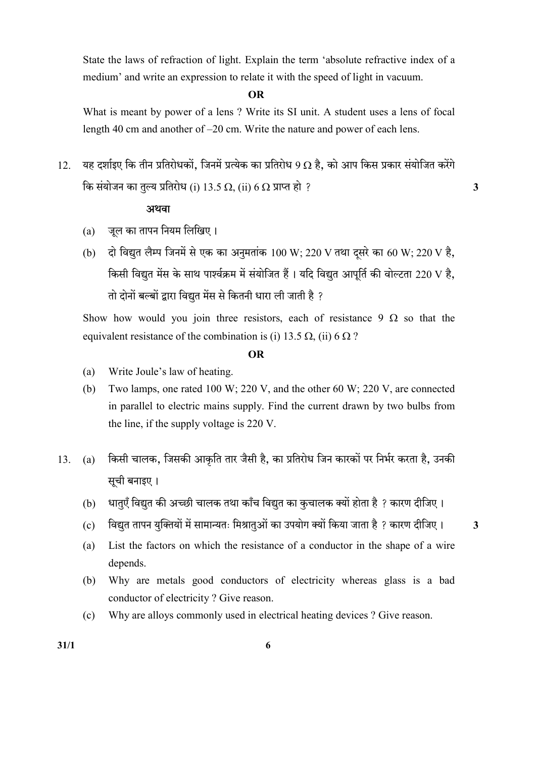State the laws of refraction of light. Explain the term 'absolute refractive index of a medium' and write an expression to relate it with the speed of light in vacuum.

**OR**

What is meant by power of a lens ? Write its SI unit. A student uses a lens of focal length 40 cm and another of –20 cm. Write the nature and power of each lens.

12. यह दर्शाइए कि तीन प्रतिरोधकों, जिनमें प्रत्येक का प्रतिरोध 9 Ω है, को आप किस प्रकार संयोजित करेंगे कि संयोजन का तुल्य प्रतिरोध (i) 13.5 Ω, (ii) 6 Ω प्राप्त हो ? **3**

**अथवा**

(a) जूल का तापन नियम लिखिए ।

(b) दो विद्युत लैम्प जिनमें से एक का अनुमतांक 100 W; 220 V तथा दूसरे का 60 W; 220 V है, किसी विद्युत मेंस के साथ पार्श्वक्रम में संयोजित हैं । यदि विद्युत आपूर्ति की वोल्टता 220 V है, तो दोनों बल्बों द्वारा विद्युत मेंस से कितनी धारा ली जाती है ?

Show how would you join three resistors, each of resistance 9 Ω so that the equivalent resistance of the combination is (i) 13.5 Ω, (ii) 6 Ω ?

**OR**

(a) Write Joule's law of heating.

(b) Two lamps, one rated 100 W; 220 V, and the other 60 W; 220 V, are connected in parallel to electric mains supply. Find the current drawn by two bulbs from the line, if the supply voltage is 220 V.

13. (a) किसी चालक, जिसकी आकृति तार जैसी है, का प्रतिरोध जिन कारकों पर निर्भर करता है, उनकी सूची बनाइए ।

(b) धातुएँ विद्युत की अच्छी चालक तथा काँच विद्युत का कुचालक क्यों होता है ? कारण दीजिए ।

(c) विद्युत तापन युक्तियों में सामान्यतः मिश्रातुओं का उपयोग क्यों किया जाता है ? कारण दीजिए । **3**

(a) List the factors on which the resistance of a conductor in the shape of a wire depends.

(b) Why are metals good conductors of electricity whereas glass is a bad conductor of electricity ? Give reason.

(c) Why are alloys commonly used in electrical heating devices ? Give reason.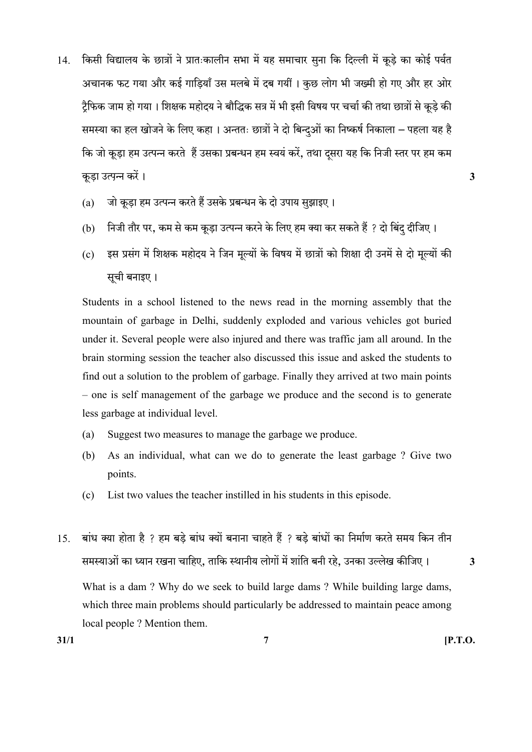14. किसी विद्यालय के छात्रों ने प्रातःकालीन सभा में यह समाचार सुना कि दिल्ली में कूड़े का कोई पर्वत अचानक फट गया और कई गाड़ियाँ उस मलबे में दब गयीं । कुछ लोग भी जख्मी हो गए और हर ओर ट्रैफिक जाम हो गया । शिक्षक महोदय ने बौद्धिक सत्र में भी इसी विषय पर चर्चा की तथा छात्रों से कूड़े की समस्या का हल खोजने के लिए कहा । अन्ततः छात्रों ने दो बिन्दुओं का निष्कर्ष निकाला – पहला यह है कि जो कूड़ा हम उत्पन्न करते हैं उसका प्रबन्धन हम स्वयं करें, तथा दूसरा यह कि निजी स्तर पर हम कम कूड़ा उत्पन्न करें । **3**

    (a) जो कूड़ा हम उत्पन्न करते हैं उसके प्रबन्धन के दो उपाय सुझाइए ।

    (b) निजी तौर पर, कम से कम कूड़ा उत्पन्न करने के लिए हम क्या कर सकते हैं ? दो बिंदु दीजिए ।

    (c) इस प्रसंग में शिक्षक महोदय ने जिन मूल्यों के विषय में छात्रों को शिक्षा दी उनमें से दो मूल्यों की सूची बनाइए ।

    Students in a school listened to the news read in the morning assembly that the mountain of garbage in Delhi, suddenly exploded and various vehicles got buried under it. Several people were also injured and there was traffic jam all around. In the brain storming session the teacher also discussed this issue and asked the students to find out a solution to the problem of garbage. Finally they arrived at two main points – one is self management of the garbage we produce and the second is to generate less garbage at individual level.

    (a) Suggest two measures to manage the garbage we produce.

    (b) As an individual, what can we do to generate the least garbage ? Give two points.

    (c) List two values the teacher instilled in his students in this episode.

15. बांध क्या होता है ? हम बड़े बांध क्यों बनाना चाहते हैं ? बड़े बांधों का निर्माण करते समय किन तीन समस्याओं का ध्यान रखना चाहिए, ताकि स्थानीय लोगों में शांति बनी रहे, उनका उल्लेख कीजिए । **3**

    What is a dam ? Why do we seek to build large dams ? While building large dams, which three main problems should particularly be addressed to maintain peace among local people ? Mention them.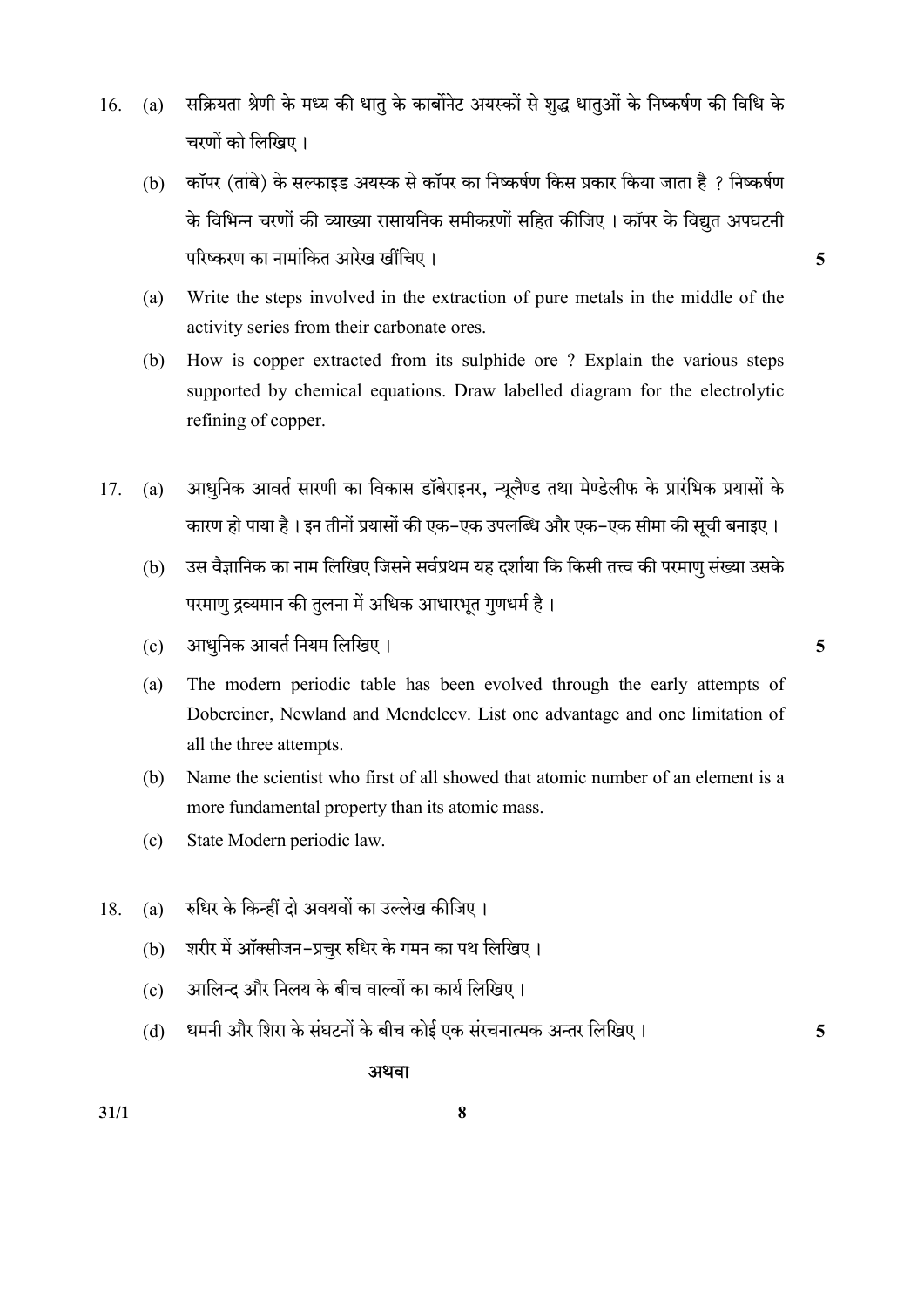16. (a) सक्रियता श्रेणी के मध्य की धातु के कार्बोनेट अयस्कों से शुद्ध धातुओं के निष्कर्षण की विधि के चरणों को लिखिए ।

 (b) कॉपर (तांबे) के सल्फाइड अयस्क से कॉपर का निष्कर्षण किस प्रकार किया जाता है ? निष्कर्षण के विभिन्न चरणों की व्याख्या रासायनिक समीकरणों सहित कीजिए । कॉपर के विद्युत अपघटनी परिष्करण का नामांकित आरेख खींचिए । **5**

 (a) Write the steps involved in the extraction of pure metals in the middle of the activity series from their carbonate ores.

 (b) How is copper extracted from its sulphide ore ? Explain the various steps supported by chemical equations. Draw labelled diagram for the electrolytic refining of copper.

17. (a) आधुनिक आवर्त सारणी का विकास डॉबेराइनर, न्यूलैण्ड तथा मेण्डेलीफ के प्रारंभिक प्रयासों के कारण हो पाया है । इन तीनों प्रयासों की एक-एक उपलब्धि और एक-एक सीमा की सूची बनाइए ।

 (b) उस वैज्ञानिक का नाम लिखिए जिसने सर्वप्रथम यह दर्शाया कि किसी तत्त्व की परमाणु संख्या उसके परमाणु द्रव्यमान की तुलना में अधिक आधारभूत गुणधर्म है ।

 (c) आधुनिक आवर्त नियम लिखिए । **5**

 (a) The modern periodic table has been evolved through the early attempts of Dobereiner, Newland and Mendeleev. List one advantage and one limitation of all the three attempts.

 (b) Name the scientist who first of all showed that atomic number of an element is a more fundamental property than its atomic mass.

 (c) State Modern periodic law.

18. (a) रुधिर के किन्हीं दो अवयवों का उल्लेख कीजिए ।

 (b) शरीर में ऑक्सीजन-प्रचुर रुधिर के गमन का पथ लिखिए ।

 (c) आलिन्द और निलय के बीच वाल्वों का कार्य लिखिए ।

 (d) धमनी और शिरा के संघटनों के बीच कोई एक संरचनात्मक अन्तर लिखिए । **5**

**अथवा**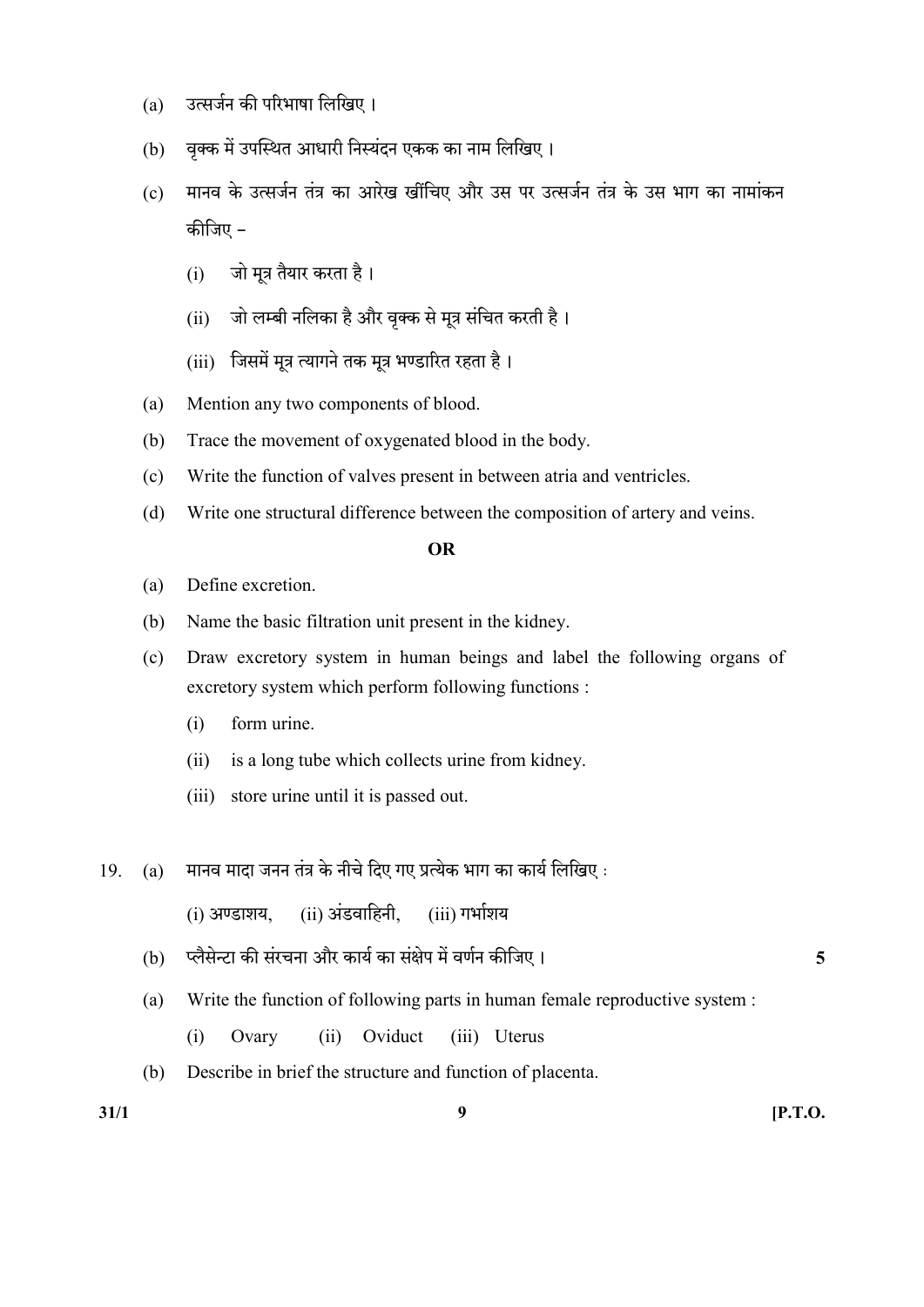(a) उत्सर्जन की परिभाषा लिखिए ।

(b) वृक्क में उपस्थित आधारी निस्यंदन एकक का नाम लिखिए ।

(c) मानव के उत्सर्जन तंत्र का आरेख खींचिए और उस पर उत्सर्जन तंत्र के उस भाग का नामांकन कीजिए –

   (i) जो मूत्र तैयार करता है ।

   (ii) जो लम्बी नलिका है और वृक्क से मूत्र संचित करती है ।

   (iii) जिसमें मूत्र त्यागने तक मूत्र भण्डारित रहता है ।

(a) Mention any two components of blood.

(b) Trace the movement of oxygenated blood in the body.

(c) Write the function of valves present in between atria and ventricles.

(d) Write one structural difference between the composition of artery and veins.

**OR**

(a) Define excretion.

(b) Name the basic filtration unit present in the kidney.

(c) Draw excretory system in human beings and label the following organs of excretory system which perform following functions :

   (i) form urine.

   (ii) is a long tube which collects urine from kidney.

   (iii) store urine until it is passed out.

19. (a) मानव मादा जनन तंत्र के नीचे दिए गए प्रत्येक भाग का कार्य लिखिए :

   (i) अण्डाशय, (ii) अंडवाहिनी, (iii) गर्भाशय

(b) प्लैसेन्टा की संरचना और कार्य का संक्षेप में वर्णन कीजिए । **5**

(a) Write the function of following parts in human female reproductive system :

   (i) Ovary (ii) Oviduct (iii) Uterus

(b) Describe in brief the structure and function of placenta.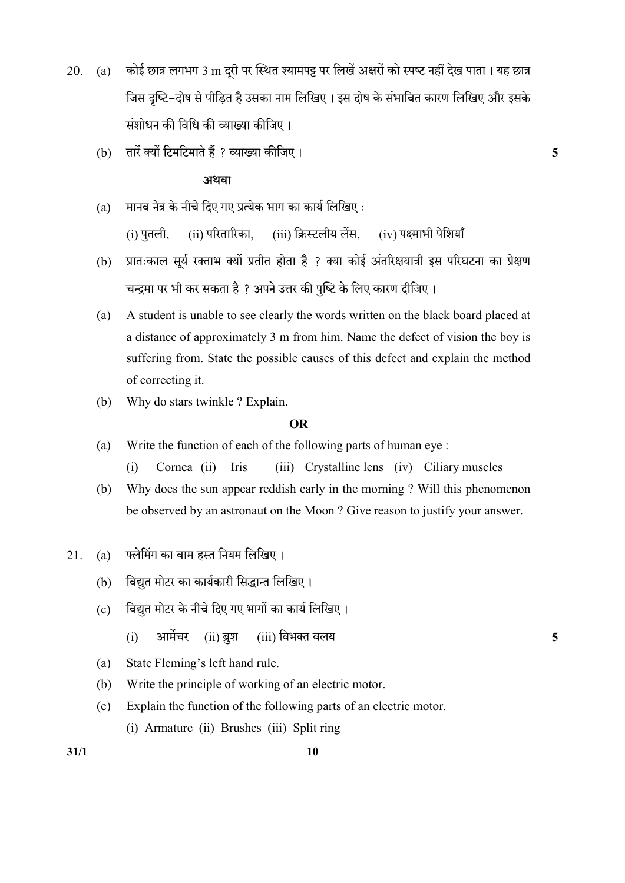20. (a) कोई छात्र लगभग 3 m दूरी पर स्थित श्यामपट्ट पर लिखें अक्षरों को स्पष्ट नहीं देख पाता । यह छात्र जिस दृष्टि-दोष से पीड़ित है उसका नाम लिखिए । इस दोष के संभावित कारण लिखिए और इसके संशोधन की विधि की व्याख्या कीजिए ।

(b) तारें क्यों टिमटिमाते हैं ? व्याख्या कीजिए । **5**

**अथवा**

(a) मानव नेत्र के नीचे दिए गए प्रत्येक भाग का कार्य लिखिए :

(i) पुतली, (ii) परितारिका, (iii) क्रिस्टलीय लेंस, (iv) पक्ष्माभी पेशियाँ

(b) प्रातःकाल सूर्य रक्ताभ क्यों प्रतीत होता है ? क्या कोई अंतरिक्षयात्री इस परिघटना का प्रेक्षण चन्द्रमा पर भी कर सकता है ? अपने उत्तर की पुष्टि के लिए कारण दीजिए ।

(a) A student is unable to see clearly the words written on the black board placed at a distance of approximately 3 m from him. Name the defect of vision the boy is suffering from. State the possible causes of this defect and explain the method of correcting it.

(b) Why do stars twinkle ? Explain.

**OR**

(a) Write the function of each of the following parts of human eye :

(i) Cornea (ii) Iris (iii) Crystalline lens (iv) Ciliary muscles

(b) Why does the sun appear reddish early in the morning ? Will this phenomenon be observed by an astronaut on the Moon ? Give reason to justify your answer.

21. (a) फ्लेमिंग का वाम हस्त नियम लिखिए ।

(b) विद्युत मोटर का कार्यकारी सिद्धान्त लिखिए ।

(c) विद्युत मोटर के नीचे दिए गए भागों का कार्य लिखिए ।

(i) आर्मेचर (ii) ब्रुश (iii) विभक्त वलय **5**

(a) State Fleming's left hand rule.

(b) Write the principle of working of an electric motor.

(c) Explain the function of the following parts of an electric motor.

(i) Armature (ii) Brushes (iii) Split ring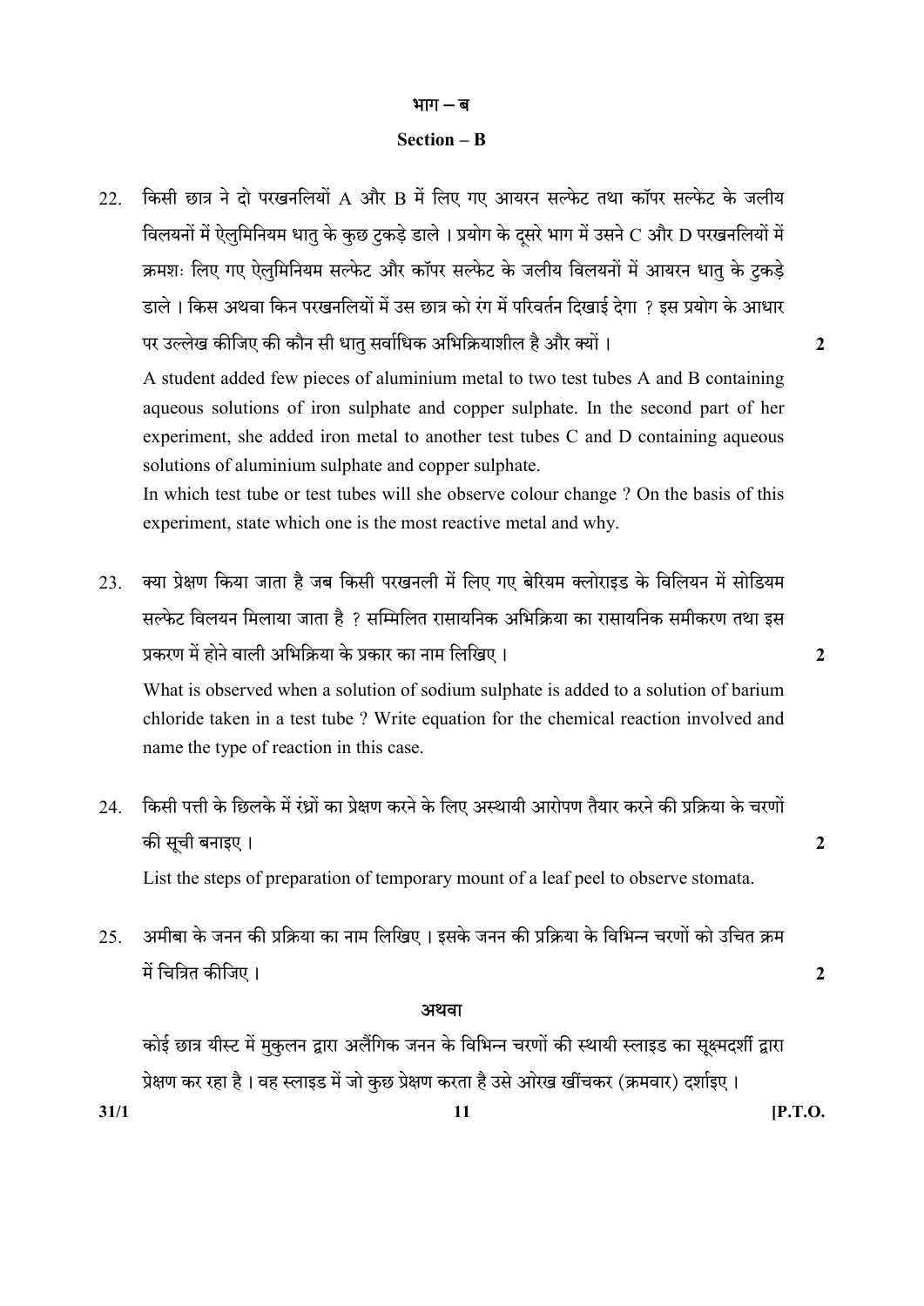## भाग – ब

## Section – B

22. किसी छात्र ने दो परखनलियों A और B में लिए गए आयरन सल्फेट तथा कॉपर सल्फेट के जलीय विलयनों में ऐलुमिनियम धातु के कुछ टुकड़े डाले । प्रयोग के दूसरे भाग में उसने C और D परखनलियों में क्रमशः लिए गए ऐलुमिनियम सल्फेट और कॉपर सल्फेट के जलीय विलयनों में आयरन धातु के टुकड़े डाले । किस अथवा किन परखनलियों में उस छात्र को रंग में परिवर्तन दिखाई देगा ? इस प्रयोग के आधार पर उल्लेख कीजिए की कौन सी धातु सर्वाधिक अभिक्रियाशील है और क्यों । **2**

    A student added few pieces of aluminium metal to two test tubes A and B containing aqueous solutions of iron sulphate and copper sulphate. In the second part of her experiment, she added iron metal to another test tubes C and D containing aqueous solutions of aluminium sulphate and copper sulphate.

    In which test tube or test tubes will she observe colour change ? On the basis of this experiment, state which one is the most reactive metal and why.

23. क्या प्रेक्षण किया जाता है जब किसी परखनली में लिए गए बेरियम क्लोराइड के विलियन में सोडियम सल्फेट विलयन मिलाया जाता है ? सम्मिलित रासायनिक अभिक्रिया का रासायनिक समीकरण तथा इस प्रकरण में होने वाली अभिक्रिया के प्रकार का नाम लिखिए । **2**

    What is observed when a solution of sodium sulphate is added to a solution of barium chloride taken in a test tube ? Write equation for the chemical reaction involved and name the type of reaction in this case.

24. किसी पत्ती के छिलके में रंध्रों का प्रेक्षण करने के लिए अस्थायी आरोपण तैयार करने की प्रक्रिया के चरणों की सूची बनाइए । **2**

    List the steps of preparation of temporary mount of a leaf peel to observe stomata.

25. अमीबा के जनन की प्रक्रिया का नाम लिखिए । इसके जनन की प्रक्रिया के विभिन्न चरणों को उचित क्रम में चित्रित कीजिए । **2**

    **अथवा**

    कोई छात्र यीस्ट में मुकुलन द्वारा अलैंगिक जनन के विभिन्न चरणों की स्थायी स्लाइड का सूक्ष्मदर्शी द्वारा प्रेक्षण कर रहा है । वह स्लाइड में जो कुछ प्रेक्षण करता है उसे ओरख खींचकर (क्रमवार) दर्शाइए ।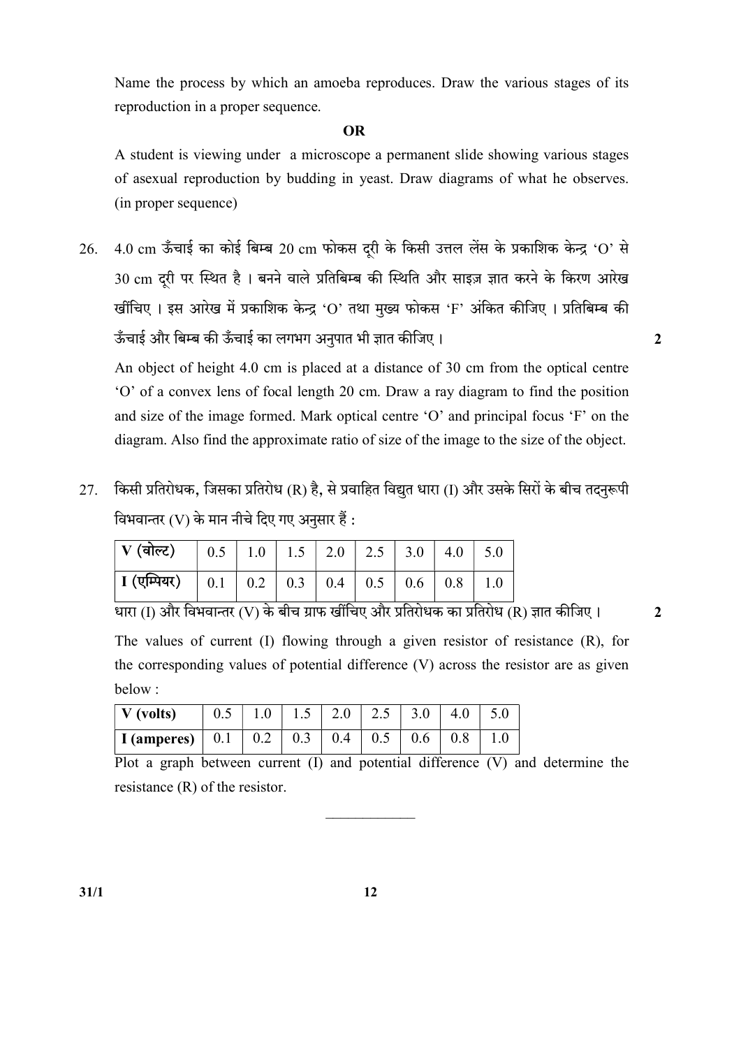Name the process by which an amoeba reproduces. Draw the various stages of its reproduction in a proper sequence.

**OR**

A student is viewing under a microscope a permanent slide showing various stages of asexual reproduction by budding in yeast. Draw diagrams of what he observes. (in proper sequence)

26. 4.0 cm ऊँचाई का कोई बिम्ब 20 cm फोकस दूरी के किसी उत्तल लेंस के प्रकाशिक केन्द्र 'O' से 30 cm दूरी पर स्थित है । बनने वाले प्रतिबिम्ब की स्थिति और साइज़ ज्ञात करने के किरण आरेख खींचिए । इस आरेख में प्रकाशिक केन्द्र 'O' तथा मुख्य फोकस 'F' अंकित कीजिए । प्रतिबिम्ब की ऊँचाई और बिम्ब की ऊँचाई का लगभग अनुपात भी ज्ञात कीजिए । **2**

An object of height 4.0 cm is placed at a distance of 30 cm from the optical centre 'O' of a convex lens of focal length 20 cm. Draw a ray diagram to find the position and size of the image formed. Mark optical centre 'O' and principal focus 'F' on the diagram. Also find the approximate ratio of size of the image to the size of the object.

27. किसी प्रतिरोधक, जिसका प्रतिरोध (R) है, से प्रवाहित विद्युत धारा (I) और उसके सिरों के बीच तदनुरूपी विभवान्तर (V) के मान नीचे दिए गए अनुसार हैं :

| | | | | | | | | |
|---|---|---|---|---|---|---|---|---|
| **V (वोल्ट)** | 0.5 | 1.0 | 1.5 | 2.0 | 2.5 | 3.0 | 4.0 | 5.0 |
| **I (एम्पियर)** | 0.1 | 0.2 | 0.3 | 0.4 | 0.5 | 0.6 | 0.8 | 1.0 |

धारा (I) और विभवान्तर (V) के बीच ग्राफ खींचिए और प्रतिरोधक का प्रतिरोध (R) ज्ञात कीजिए । **2**

The values of current (I) flowing through a given resistor of resistance (R), for the corresponding values of potential difference (V) across the resistor are as given below :

| | | | | | | | | |
|---|---|---|---|---|---|---|---|---|
| **V (volts)** | 0.5 | 1.0 | 1.5 | 2.0 | 2.5 | 3.0 | 4.0 | 5.0 |
| **I (amperes)** | 0.1 | 0.2 | 0.3 | 0.4 | 0.5 | 0.6 | 0.8 | 1.0 |

Plot a graph between current (I) and potential difference (V) and determine the resistance (R) of the resistor.